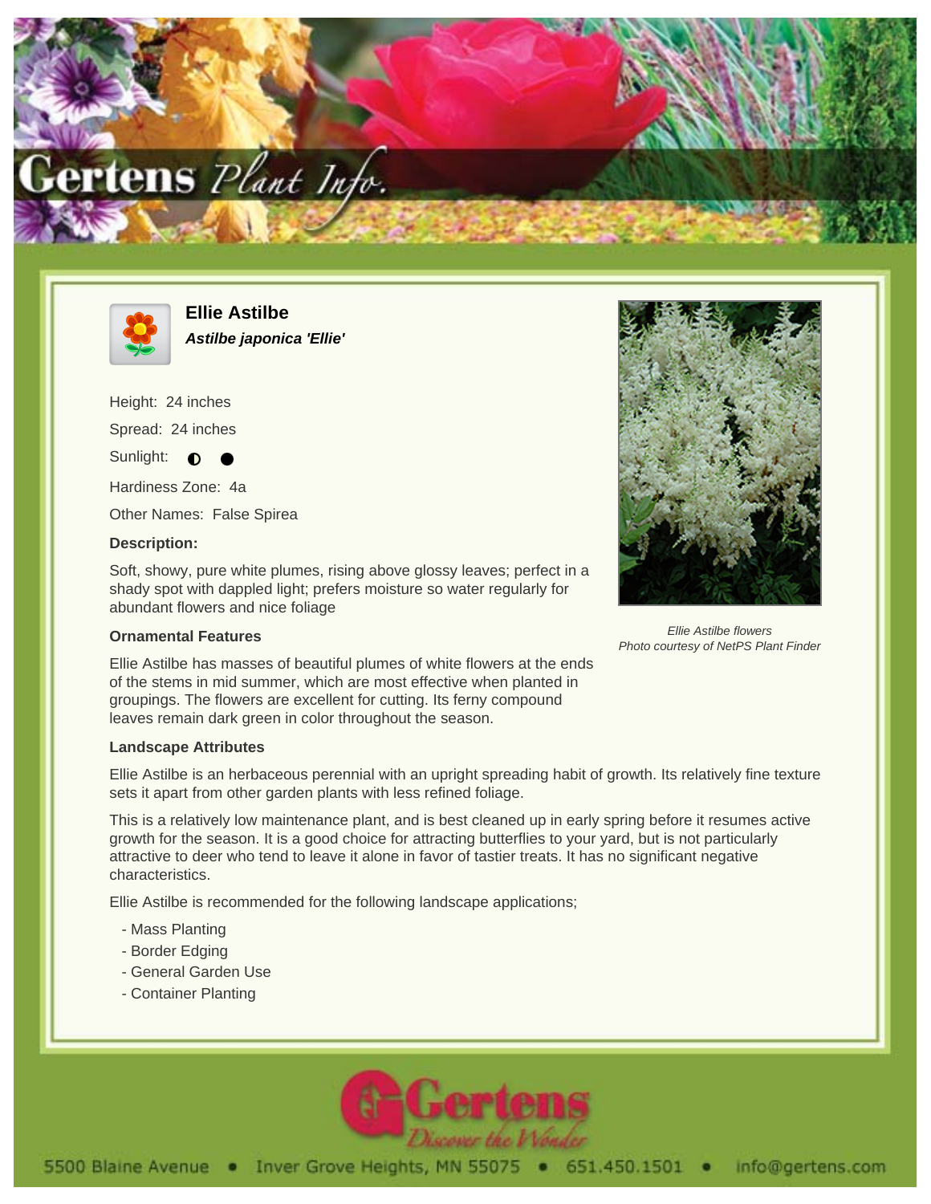# Ellie Astilbe

***Astilbe japonica 'Ellie'***

Height: 24 inches

Spread: 24 inches

Sunlight: ◐ ●

Hardiness Zone: 4a

Other Names: False Spirea

**Description:**

Soft, showy, pure white plumes, rising above glossy leaves; perfect in a shady spot with dappled light; prefers moisture so water regularly for abundant flowers and nice foliage

*Ellie Astilbe flowers*
*Photo courtesy of NetPS Plant Finder*

### Ornamental Features

Ellie Astilbe has masses of beautiful plumes of white flowers at the ends of the stems in mid summer, which are most effective when planted in groupings. The flowers are excellent for cutting. Its ferny compound leaves remain dark green in color throughout the season.

### Landscape Attributes

Ellie Astilbe is an herbaceous perennial with an upright spreading habit of growth. Its relatively fine texture sets it apart from other garden plants with less refined foliage.

This is a relatively low maintenance plant, and is best cleaned up in early spring before it resumes active growth for the season. It is a good choice for attracting butterflies to your yard, but is not particularly attractive to deer who tend to leave it alone in favor of tastier treats. It has no significant negative characteristics.

Ellie Astilbe is recommended for the following landscape applications;

- Mass Planting
- Border Edging
- General Garden Use
- Container Planting

5500 Blaine Avenue • Inver Grove Heights, MN 55075 • 651.450.1501 • info@gertens.com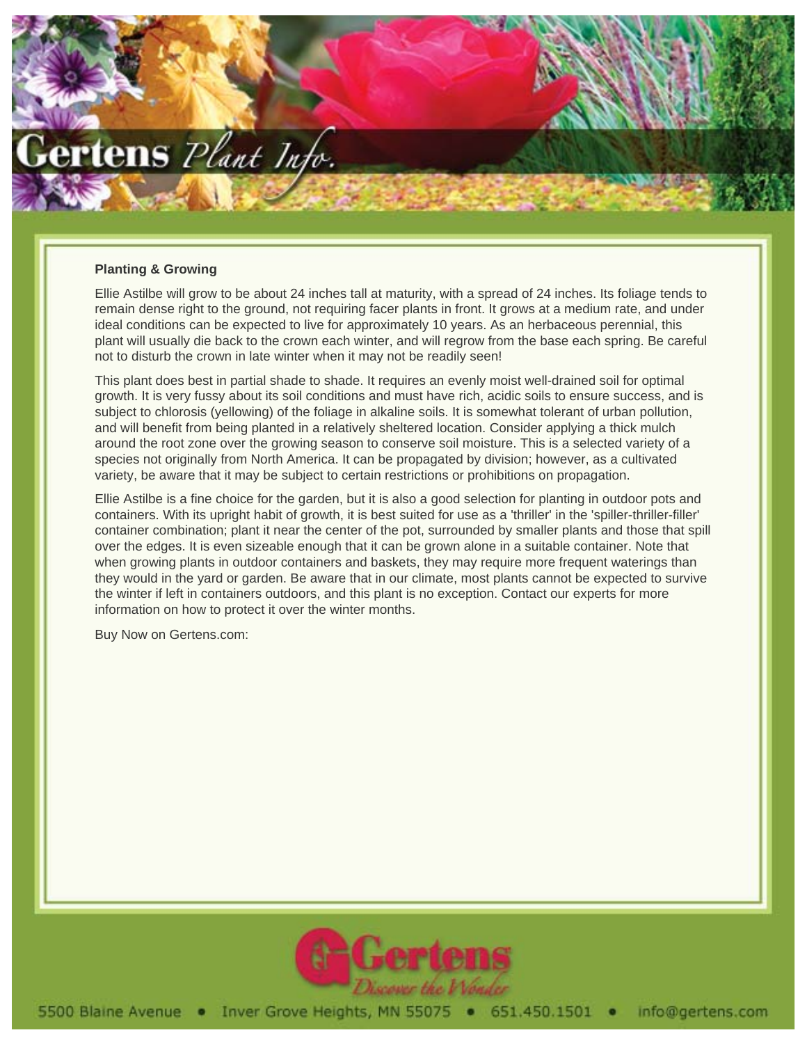### Planting & Growing

Ellie Astilbe will grow to be about 24 inches tall at maturity, with a spread of 24 inches. Its foliage tends to remain dense right to the ground, not requiring facer plants in front. It grows at a medium rate, and under ideal conditions can be expected to live for approximately 10 years. As an herbaceous perennial, this plant will usually die back to the crown each winter, and will regrow from the base each spring. Be careful not to disturb the crown in late winter when it may not be readily seen!

This plant does best in partial shade to shade. It requires an evenly moist well-drained soil for optimal growth. It is very fussy about its soil conditions and must have rich, acidic soils to ensure success, and is subject to chlorosis (yellowing) of the foliage in alkaline soils. It is somewhat tolerant of urban pollution, and will benefit from being planted in a relatively sheltered location. Consider applying a thick mulch around the root zone over the growing season to conserve soil moisture. This is a selected variety of a species not originally from North America. It can be propagated by division; however, as a cultivated variety, be aware that it may be subject to certain restrictions or prohibitions on propagation.

Ellie Astilbe is a fine choice for the garden, but it is also a good selection for planting in outdoor pots and containers. With its upright habit of growth, it is best suited for use as a 'thriller' in the 'spiller-thriller-filler' container combination; plant it near the center of the pot, surrounded by smaller plants and those that spill over the edges. It is even sizeable enough that it can be grown alone in a suitable container. Note that when growing plants in outdoor containers and baskets, they may require more frequent waterings than they would in the yard or garden. Be aware that in our climate, most plants cannot be expected to survive the winter if left in containers outdoors, and this plant is no exception. Contact our experts for more information on how to protect it over the winter months.

Buy Now on Gertens.com: